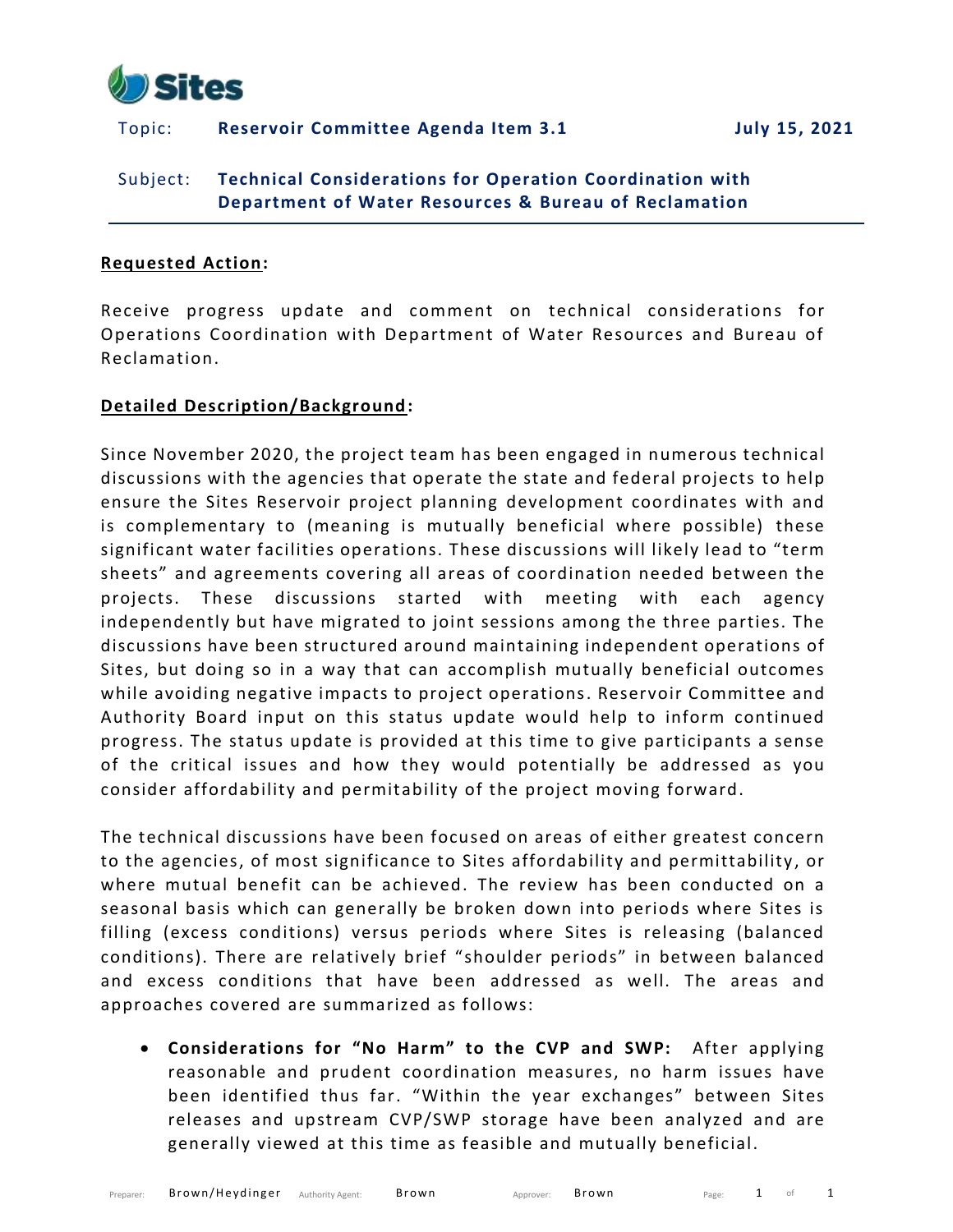Topic: **Reservoir Committee Agenda Item 3.1** **July 15, 2021**

Subject: **Technical Considerations for Operation Coordination with Department of Water Resources & Bureau of Reclamation**

**Requested Action:**

Receive progress update and comment on technical considerations for Operations Coordination with Department of Water Resources and Bureau of Reclamation.

**Detailed Description/Background:**

Since November 2020, the project team has been engaged in numerous technical discussions with the agencies that operate the state and federal projects to help ensure the Sites Reservoir project planning development coordinates with and is complementary to (meaning is mutually beneficial where possible) these significant water facilities operations. These discussions will likely lead to "term sheets" and agreements covering all areas of coordination needed between the projects. These discussions started with meeting with each agency independently but have migrated to joint sessions among the three parties. The discussions have been structured around maintaining independent operations of Sites, but doing so in a way that can accomplish mutually beneficial outcomes while avoiding negative impacts to project operations. Reservoir Committee and Authority Board input on this status update would help to inform continued progress. The status update is provided at this time to give participants a sense of the critical issues and how they would potentially be addressed as you consider affordability and permitability of the project moving forward.

The technical discussions have been focused on areas of either greatest concern to the agencies, of most significance to Sites affordability and permittability, or where mutual benefit can be achieved. The review has been conducted on a seasonal basis which can generally be broken down into periods where Sites is filling (excess conditions) versus periods where Sites is releasing (balanced conditions). There are relatively brief "shoulder periods" in between balanced and excess conditions that have been addressed as well. The areas and approaches covered are summarized as follows:

- **Considerations for "No Harm" to the CVP and SWP:** After applying reasonable and prudent coordination measures, no harm issues have been identified thus far. "Within the year exchanges" between Sites releases and upstream CVP/SWP storage have been analyzed and are generally viewed at this time as feasible and mutually beneficial.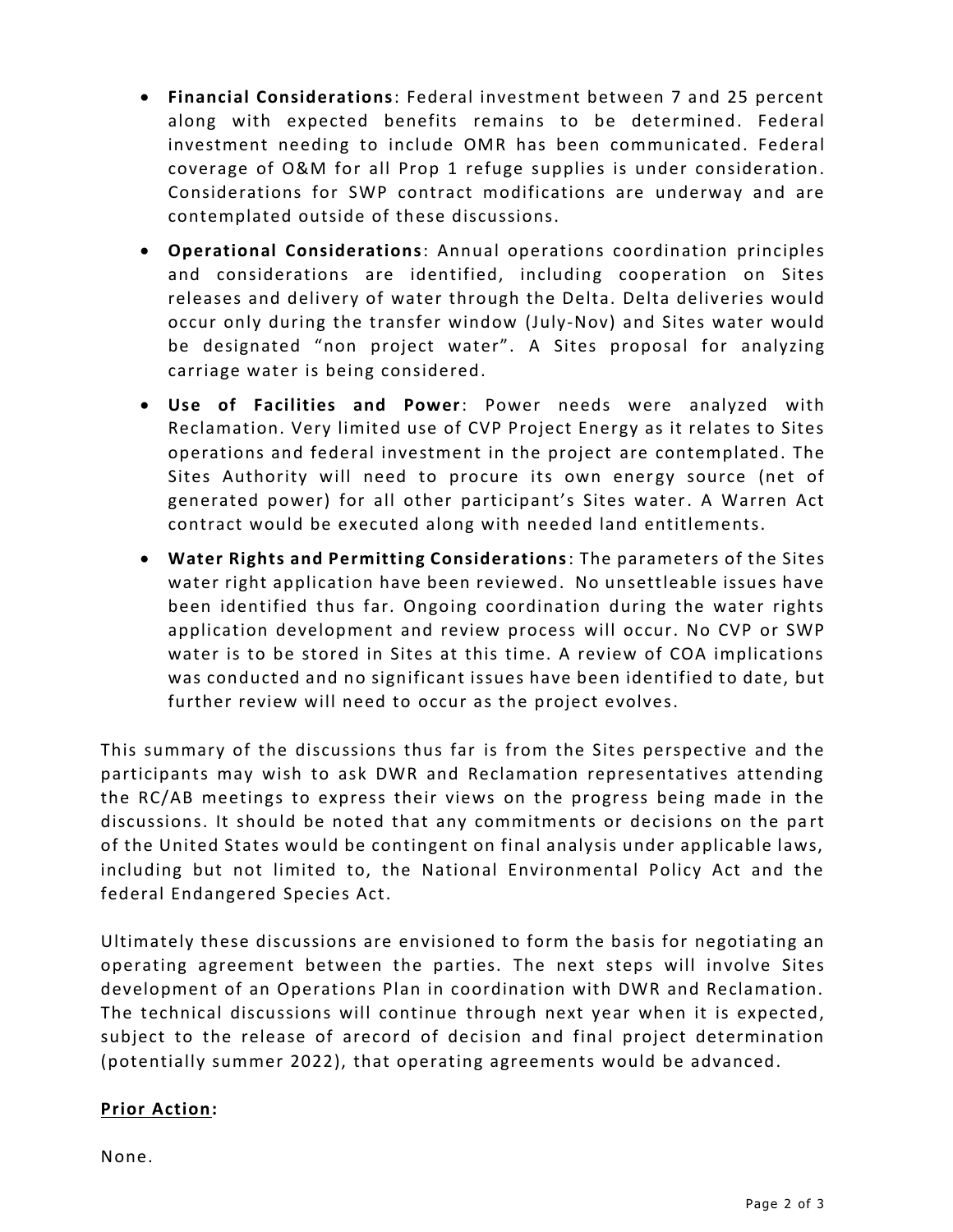- **Financial Considerations**: Federal investment between 7 and 25 percent along with expected benefits remains to be determined. Federal investment needing to include OMR has been communicated. Federal coverage of O&M for all Prop 1 refuge supplies is under consideration. Considerations for SWP contract modifications are underway and are contemplated outside of these discussions.
- **Operational Considerations**: Annual operations coordination principles and considerations are identified, including cooperation on Sites releases and delivery of water through the Delta. Delta deliveries would occur only during the transfer window (July-Nov) and Sites water would be designated "non project water". A Sites proposal for analyzing carriage water is being considered.
- **Use of Facilities and Power**: Power needs were analyzed with Reclamation. Very limited use of CVP Project Energy as it relates to Sites operations and federal investment in the project are contemplated. The Sites Authority will need to procure its own energy source (net of generated power) for all other participant's Sites water. A Warren Act contract would be executed along with needed land entitlements.
- **Water Rights and Permitting Considerations**: The parameters of the Sites water right application have been reviewed. No unsettleable issues have been identified thus far. Ongoing coordination during the water rights application development and review process will occur. No CVP or SWP water is to be stored in Sites at this time. A review of COA implications was conducted and no significant issues have been identified to date, but further review will need to occur as the project evolves.

This summary of the discussions thus far is from the Sites perspective and the participants may wish to ask DWR and Reclamation representatives attending the RC/AB meetings to express their views on the progress being made in the discussions. It should be noted that any commitments or decisions on the part of the United States would be contingent on final analysis under applicable laws, including but not limited to, the National Environmental Policy Act and the federal Endangered Species Act.

Ultimately these discussions are envisioned to form the basis for negotiating an operating agreement between the parties. The next steps will involve Sites development of an Operations Plan in coordination with DWR and Reclamation. The technical discussions will continue through next year when it is expected, subject to the release of arecord of decision and final project determination (potentially summer 2022), that operating agreements would be advanced.

**Prior Action:**

None.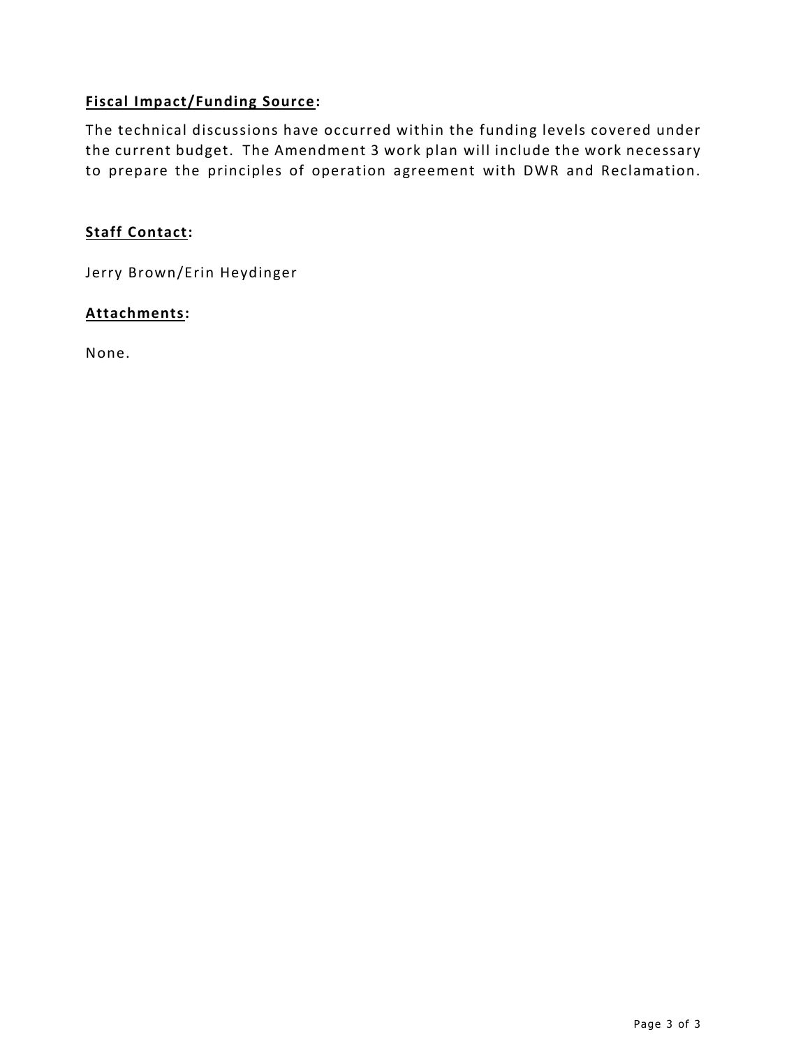**Fiscal Impact/Funding Source:**

The technical discussions have occurred within the funding levels covered under the current budget. The Amendment 3 work plan will include the work necessary to prepare the principles of operation agreement with DWR and Reclamation.

**Staff Contact:**

Jerry Brown/Erin Heydinger

**Attachments:**

None.